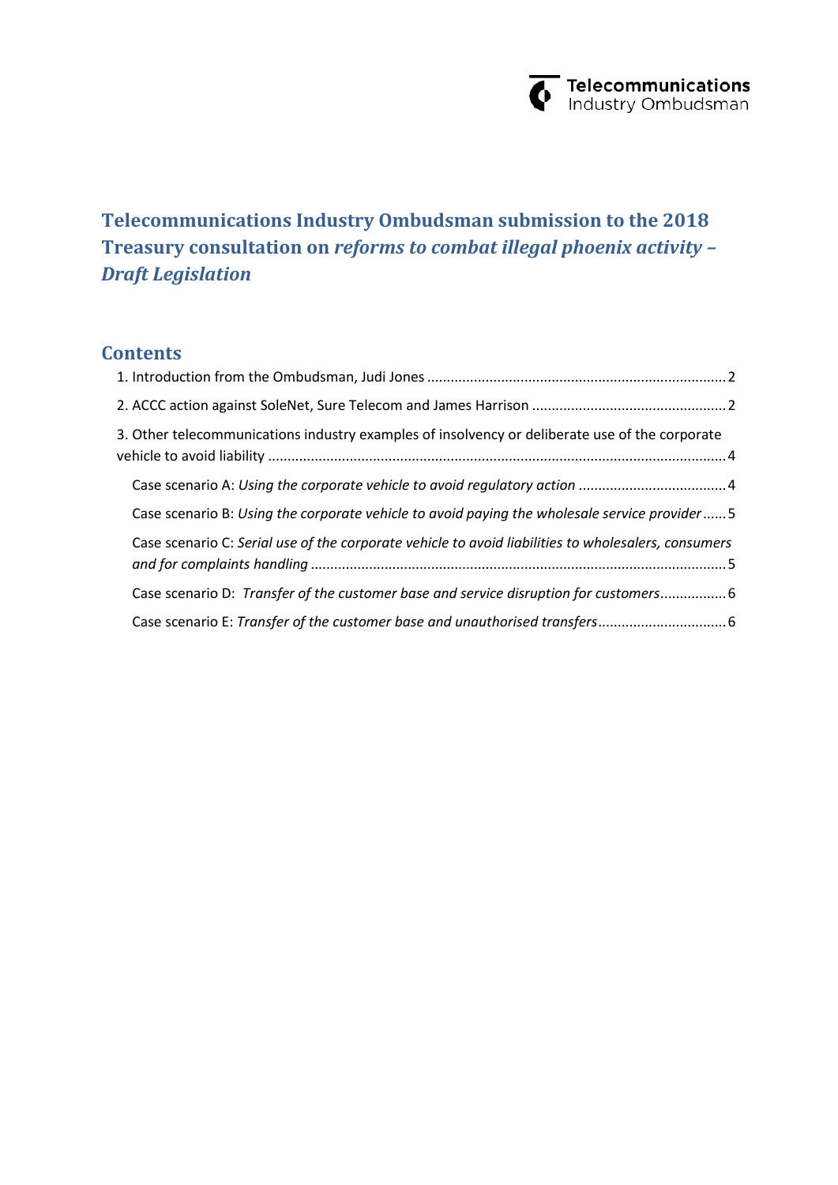Telecommunications Industry Ombudsman

# Telecommunications Industry Ombudsman submission to the 2018 Treasury consultation on *reforms to combat illegal phoenix activity – Draft Legislation*

## Contents

1. Introduction from the Ombudsman, Judi Jones .......... 2

2. ACCC action against SoleNet, Sure Telecom and James Harrison .......... 2

3. Other telecommunications industry examples of insolvency or deliberate use of the corporate vehicle to avoid liability .......... 4

   Case scenario A: *Using the corporate vehicle to avoid regulatory action* .......... 4

   Case scenario B: *Using the corporate vehicle to avoid paying the wholesale service provider* .......... 5

   Case scenario C: *Serial use of the corporate vehicle to avoid liabilities to wholesalers, consumers and for complaints handling* .......... 5

   Case scenario D: *Transfer of the customer base and service disruption for customers* .......... 6

   Case scenario E: *Transfer of the customer base and unauthorised transfers* .......... 6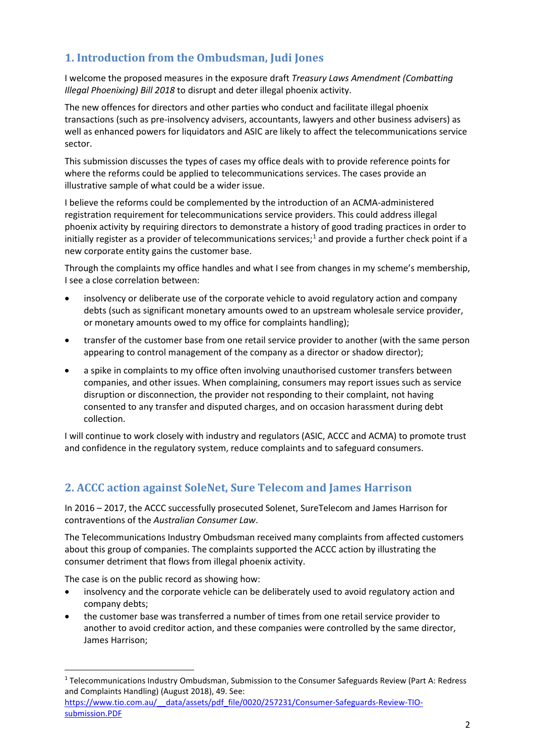## 1. Introduction from the Ombudsman, Judi Jones

I welcome the proposed measures in the exposure draft *Treasury Laws Amendment (Combatting Illegal Phoenixing) Bill 2018* to disrupt and deter illegal phoenix activity.

The new offences for directors and other parties who conduct and facilitate illegal phoenix transactions (such as pre-insolvency advisers, accountants, lawyers and other business advisers) as well as enhanced powers for liquidators and ASIC are likely to affect the telecommunications service sector.

This submission discusses the types of cases my office deals with to provide reference points for where the reforms could be applied to telecommunications services. The cases provide an illustrative sample of what could be a wider issue.

I believe the reforms could be complemented by the introduction of an ACMA-administered registration requirement for telecommunications service providers. This could address illegal phoenix activity by requiring directors to demonstrate a history of good trading practices in order to initially register as a provider of telecommunications services;[1] and provide a further check point if a new corporate entity gains the customer base.

Through the complaints my office handles and what I see from changes in my scheme's membership, I see a close correlation between:

- insolvency or deliberate use of the corporate vehicle to avoid regulatory action and company debts (such as significant monetary amounts owed to an upstream wholesale service provider, or monetary amounts owed to my office for complaints handling);
- transfer of the customer base from one retail service provider to another (with the same person appearing to control management of the company as a director or shadow director);
- a spike in complaints to my office often involving unauthorised customer transfers between companies, and other issues. When complaining, consumers may report issues such as service disruption or disconnection, the provider not responding to their complaint, not having consented to any transfer and disputed charges, and on occasion harassment during debt collection.

I will continue to work closely with industry and regulators (ASIC, ACCC and ACMA) to promote trust and confidence in the regulatory system, reduce complaints and to safeguard consumers.

## 2. ACCC action against SoleNet, Sure Telecom and James Harrison

In 2016 – 2017, the ACCC successfully prosecuted Solenet, SureTelecom and James Harrison for contraventions of the *Australian Consumer Law*.

The Telecommunications Industry Ombudsman received many complaints from affected customers about this group of companies. The complaints supported the ACCC action by illustrating the consumer detriment that flows from illegal phoenix activity.

The case is on the public record as showing how:

- insolvency and the corporate vehicle can be deliberately used to avoid regulatory action and company debts;
- the customer base was transferred a number of times from one retail service provider to another to avoid creditor action, and these companies were controlled by the same director, James Harrison;

[1] Telecommunications Industry Ombudsman, Submission to the Consumer Safeguards Review (Part A: Redress and Complaints Handling) (August 2018), 49. See: https://www.tio.com.au/__data/assets/pdf_file/0020/257231/Consumer-Safeguards-Review-TIO-submission.PDF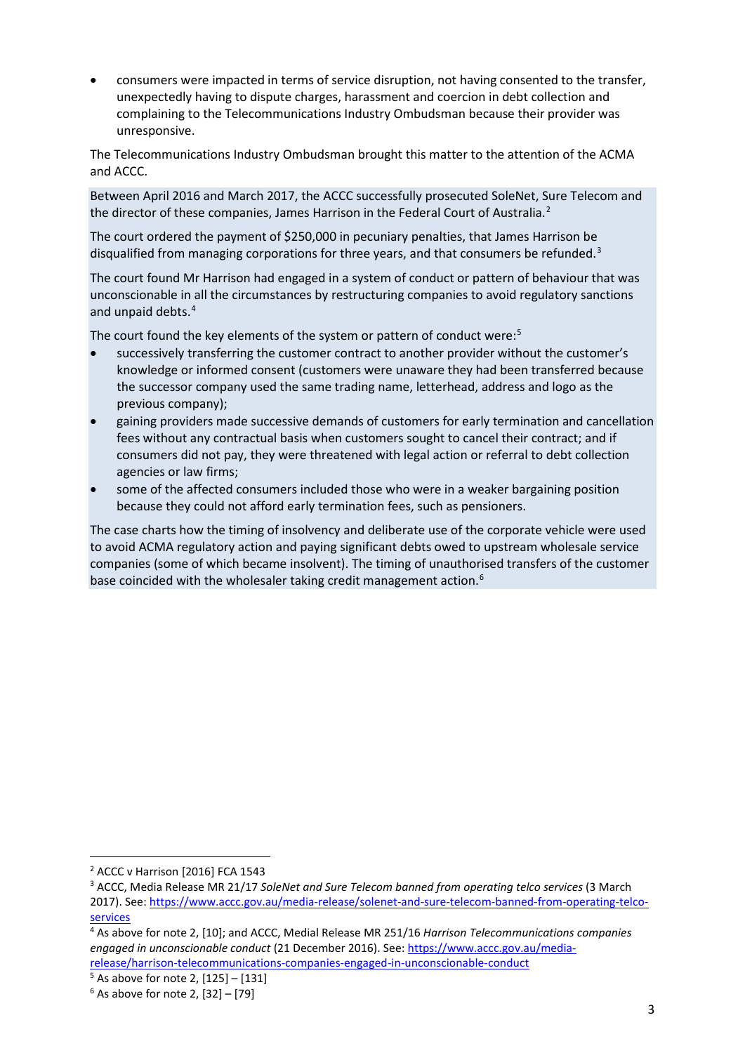- consumers were impacted in terms of service disruption, not having consented to the transfer, unexpectedly having to dispute charges, harassment and coercion in debt collection and complaining to the Telecommunications Industry Ombudsman because their provider was unresponsive.

The Telecommunications Industry Ombudsman brought this matter to the attention of the ACMA and ACCC.

Between April 2016 and March 2017, the ACCC successfully prosecuted SoleNet, Sure Telecom and the director of these companies, James Harrison in the Federal Court of Australia.[2]

The court ordered the payment of $250,000 in pecuniary penalties, that James Harrison be disqualified from managing corporations for three years, and that consumers be refunded.[3]

The court found Mr Harrison had engaged in a system of conduct or pattern of behaviour that was unconscionable in all the circumstances by restructuring companies to avoid regulatory sanctions and unpaid debts.[4]

The court found the key elements of the system or pattern of conduct were:[5]

- successively transferring the customer contract to another provider without the customer's knowledge or informed consent (customers were unaware they had been transferred because the successor company used the same trading name, letterhead, address and logo as the previous company);
- gaining providers made successive demands of customers for early termination and cancellation fees without any contractual basis when customers sought to cancel their contract; and if consumers did not pay, they were threatened with legal action or referral to debt collection agencies or law firms;
- some of the affected consumers included those who were in a weaker bargaining position because they could not afford early termination fees, such as pensioners.

The case charts how the timing of insolvency and deliberate use of the corporate vehicle were used to avoid ACMA regulatory action and paying significant debts owed to upstream wholesale service companies (some of which became insolvent). The timing of unauthorised transfers of the customer base coincided with the wholesaler taking credit management action.[6]

---

[2] ACCC v Harrison [2016] FCA 1543

[3] ACCC, Media Release MR 21/17 *SoleNet and Sure Telecom banned from operating telco services* (3 March 2017). See: https://www.accc.gov.au/media-release/solenet-and-sure-telecom-banned-from-operating-telco-services

[4] As above for note 2, [10]; and ACCC, Medial Release MR 251/16 *Harrison Telecommunications companies engaged in unconscionable conduct* (21 December 2016). See: https://www.accc.gov.au/media-release/harrison-telecommunications-companies-engaged-in-unconscionable-conduct

[5] As above for note 2, [125] – [131]

[6] As above for note 2, [32] – [79]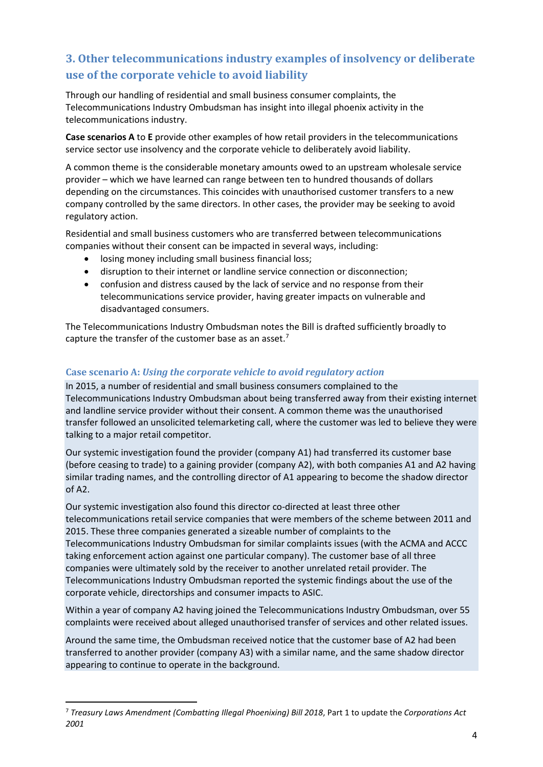## 3. Other telecommunications industry examples of insolvency or deliberate use of the corporate vehicle to avoid liability

Through our handling of residential and small business consumer complaints, the Telecommunications Industry Ombudsman has insight into illegal phoenix activity in the telecommunications industry.

**Case scenarios A** to **E** provide other examples of how retail providers in the telecommunications service sector use insolvency and the corporate vehicle to deliberately avoid liability.

A common theme is the considerable monetary amounts owed to an upstream wholesale service provider – which we have learned can range between ten to hundred thousands of dollars depending on the circumstances. This coincides with unauthorised customer transfers to a new company controlled by the same directors. In other cases, the provider may be seeking to avoid regulatory action.

Residential and small business customers who are transferred between telecommunications companies without their consent can be impacted in several ways, including:

- losing money including small business financial loss;
- disruption to their internet or landline service connection or disconnection;
- confusion and distress caused by the lack of service and no response from their telecommunications service provider, having greater impacts on vulnerable and disadvantaged consumers.

The Telecommunications Industry Ombudsman notes the Bill is drafted sufficiently broadly to capture the transfer of the customer base as an asset.[7]

### Case scenario A: *Using the corporate vehicle to avoid regulatory action*

In 2015, a number of residential and small business consumers complained to the Telecommunications Industry Ombudsman about being transferred away from their existing internet and landline service provider without their consent. A common theme was the unauthorised transfer followed an unsolicited telemarketing call, where the customer was led to believe they were talking to a major retail competitor.

Our systemic investigation found the provider (company A1) had transferred its customer base (before ceasing to trade) to a gaining provider (company A2), with both companies A1 and A2 having similar trading names, and the controlling director of A1 appearing to become the shadow director of A2.

Our systemic investigation also found this director co-directed at least three other telecommunications retail service companies that were members of the scheme between 2011 and 2015. These three companies generated a sizeable number of complaints to the Telecommunications Industry Ombudsman for similar complaints issues (with the ACMA and ACCC taking enforcement action against one particular company). The customer base of all three companies were ultimately sold by the receiver to another unrelated retail provider. The Telecommunications Industry Ombudsman reported the systemic findings about the use of the corporate vehicle, directorships and consumer impacts to ASIC.

Within a year of company A2 having joined the Telecommunications Industry Ombudsman, over 55 complaints were received about alleged unauthorised transfer of services and other related issues.

Around the same time, the Ombudsman received notice that the customer base of A2 had been transferred to another provider (company A3) with a similar name, and the same shadow director appearing to continue to operate in the background.

---

[7] *Treasury Laws Amendment (Combatting Illegal Phoenixing) Bill 2018*, Part 1 to update the *Corporations Act 2001*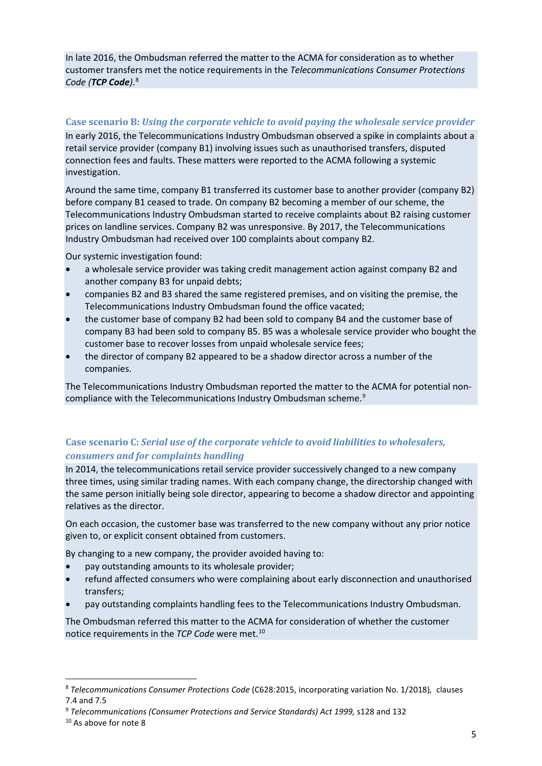In late 2016, the Ombudsman referred the matter to the ACMA for consideration as to whether customer transfers met the notice requirements in the *Telecommunications Consumer Protections Code (**TCP Code**)*.[8]

### Case scenario B: *Using the corporate vehicle to avoid paying the wholesale service provider*

In early 2016, the Telecommunications Industry Ombudsman observed a spike in complaints about a retail service provider (company B1) involving issues such as unauthorised transfers, disputed connection fees and faults. These matters were reported to the ACMA following a systemic investigation.

Around the same time, company B1 transferred its customer base to another provider (company B2) before company B1 ceased to trade. On company B2 becoming a member of our scheme, the Telecommunications Industry Ombudsman started to receive complaints about B2 raising customer prices on landline services. Company B2 was unresponsive. By 2017, the Telecommunications Industry Ombudsman had received over 100 complaints about company B2.

Our systemic investigation found:

- a wholesale service provider was taking credit management action against company B2 and another company B3 for unpaid debts;
- companies B2 and B3 shared the same registered premises, and on visiting the premise, the Telecommunications Industry Ombudsman found the office vacated;
- the customer base of company B2 had been sold to company B4 and the customer base of company B3 had been sold to company B5. B5 was a wholesale service provider who bought the customer base to recover losses from unpaid wholesale service fees;
- the director of company B2 appeared to be a shadow director across a number of the companies.

The Telecommunications Industry Ombudsman reported the matter to the ACMA for potential non-compliance with the Telecommunications Industry Ombudsman scheme.[9]

### Case scenario C: *Serial use of the corporate vehicle to avoid liabilities to wholesalers, consumers and for complaints handling*

In 2014, the telecommunications retail service provider successively changed to a new company three times, using similar trading names. With each company change, the directorship changed with the same person initially being sole director, appearing to become a shadow director and appointing relatives as the director.

On each occasion, the customer base was transferred to the new company without any prior notice given to, or explicit consent obtained from customers.

By changing to a new company, the provider avoided having to:

- pay outstanding amounts to its wholesale provider;
- refund affected consumers who were complaining about early disconnection and unauthorised transfers;
- pay outstanding complaints handling fees to the Telecommunications Industry Ombudsman.

The Ombudsman referred this matter to the ACMA for consideration of whether the customer notice requirements in the *TCP Code* were met.[10]

---

[8] *Telecommunications Consumer Protections Code* (C628:2015, incorporating variation No. 1/2018), clauses 7.4 and 7.5

[9] *Telecommunications (Consumer Protections and Service Standards) Act 1999,* s128 and 132

[10] As above for note 8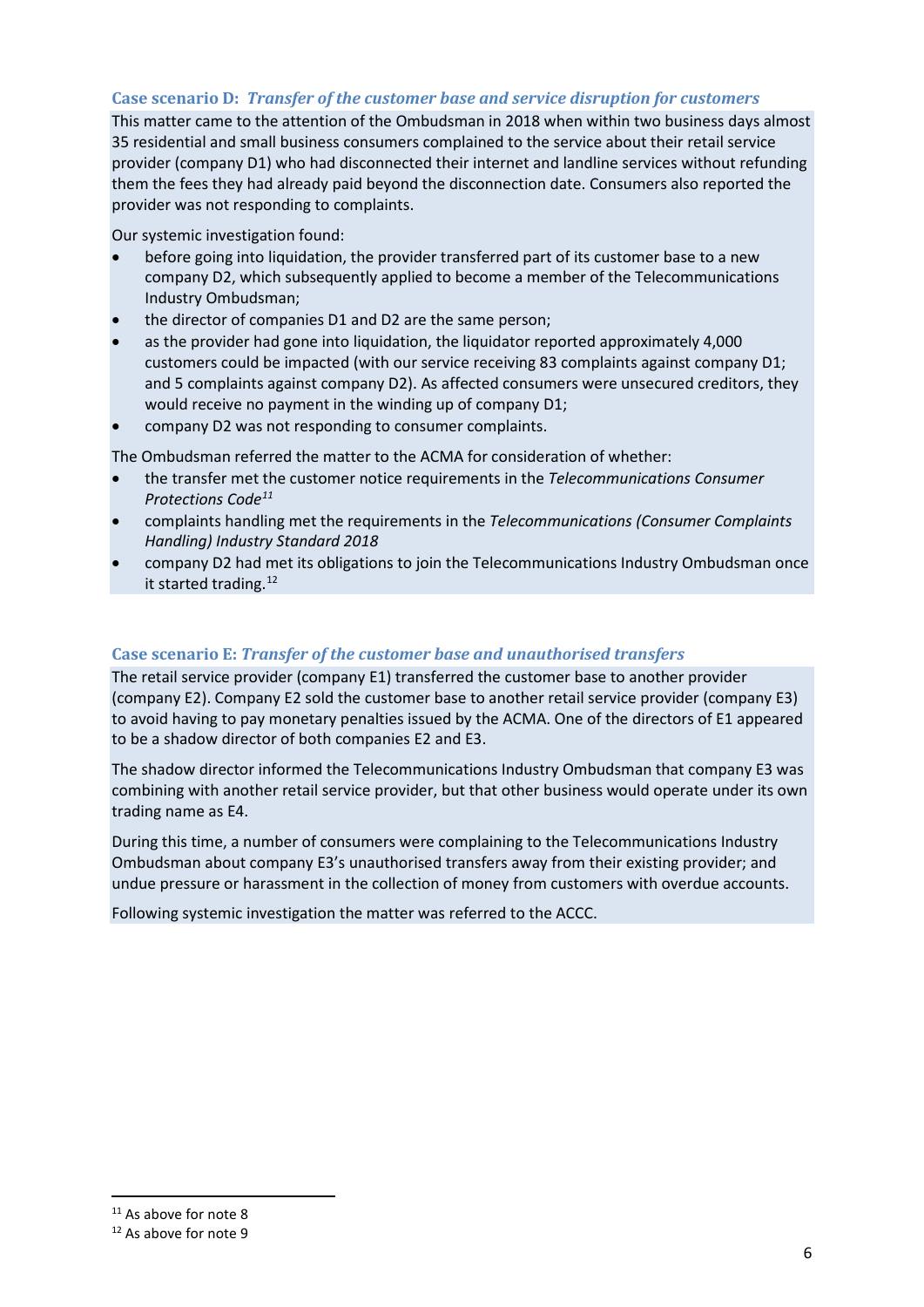### Case scenario D: *Transfer of the customer base and service disruption for customers*

This matter came to the attention of the Ombudsman in 2018 when within two business days almost 35 residential and small business consumers complained to the service about their retail service provider (company D1) who had disconnected their internet and landline services without refunding them the fees they had already paid beyond the disconnection date. Consumers also reported the provider was not responding to complaints.

Our systemic investigation found:

- before going into liquidation, the provider transferred part of its customer base to a new company D2, which subsequently applied to become a member of the Telecommunications Industry Ombudsman;
- the director of companies D1 and D2 are the same person;
- as the provider had gone into liquidation, the liquidator reported approximately 4,000 customers could be impacted (with our service receiving 83 complaints against company D1; and 5 complaints against company D2). As affected consumers were unsecured creditors, they would receive no payment in the winding up of company D1;
- company D2 was not responding to consumer complaints.

The Ombudsman referred the matter to the ACMA for consideration of whether:

- the transfer met the customer notice requirements in the *Telecommunications Consumer Protections Code*[11]
- complaints handling met the requirements in the *Telecommunications (Consumer Complaints Handling) Industry Standard 2018*
- company D2 had met its obligations to join the Telecommunications Industry Ombudsman once it started trading.[12]

### Case scenario E: *Transfer of the customer base and unauthorised transfers*

The retail service provider (company E1) transferred the customer base to another provider (company E2). Company E2 sold the customer base to another retail service provider (company E3) to avoid having to pay monetary penalties issued by the ACMA. One of the directors of E1 appeared to be a shadow director of both companies E2 and E3.

The shadow director informed the Telecommunications Industry Ombudsman that company E3 was combining with another retail service provider, but that other business would operate under its own trading name as E4.

During this time, a number of consumers were complaining to the Telecommunications Industry Ombudsman about company E3's unauthorised transfers away from their existing provider; and undue pressure or harassment in the collection of money from customers with overdue accounts.

Following systemic investigation the matter was referred to the ACCC.

---

[11] As above for note 8

[12] As above for note 9